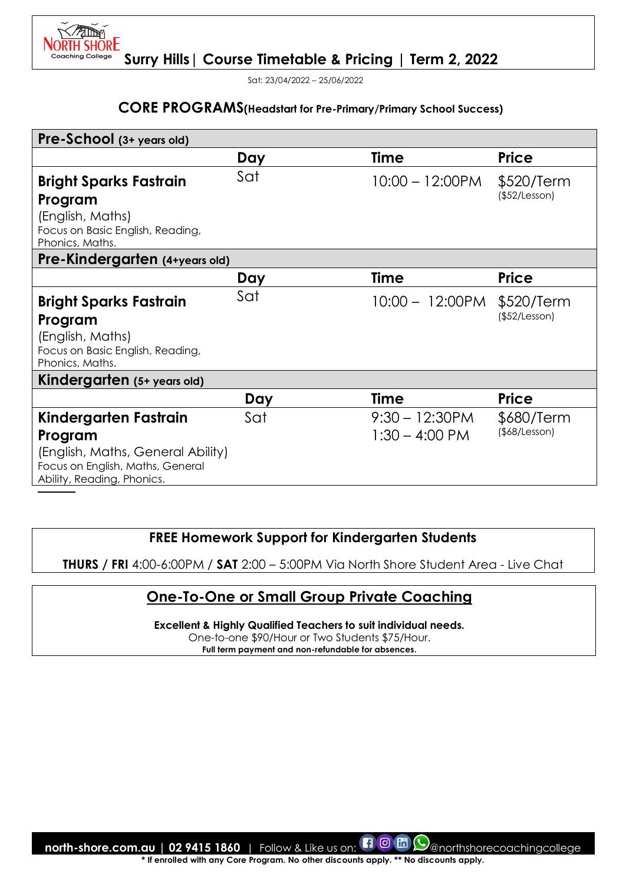# North Shore Coaching College

## Surry Hills | Course Timetable & Pricing | Term 2, 2022

Sat: 23/04/2022 – 25/06/2022

### CORE PROGRAMS (Headstart for Pre-Primary/Primary School Success)

| **Pre-School** (3+ years old) | | | |
|---|---|---|---|
| | **Day** | **Time** | **Price** |
| **Bright Sparks Fastrain Program** (English, Maths) Focus on Basic English, Reading, Phonics, Maths. | Sat | 10:00 – 12:00PM | $520/Term ($52/Lesson) |
| **Pre-Kindergarten** (4+years old) | | | |
| | **Day** | **Time** | **Price** |
| **Bright Sparks Fastrain Program** (English, Maths) Focus on Basic English, Reading, Phonics, Maths. | Sat | 10:00 – 12:00PM | $520/Term ($52/Lesson) |
| **Kindergarten** (5+ years old) | | | |
| | **Day** | **Time** | **Price** |
| **Kindergarten Fastrain Program** (English, Maths, General Ability) Focus on English, Maths, General Ability, Reading, Phonics. | Sat | 9:30 – 12:30PM<br>1:30 – 4:00 PM | $680/Term ($68/Lesson) |

**FREE Homework Support for Kindergarten Students**

**THURS / FRI** 4:00-6:00PM / **SAT** 2:00 – 5:00PM Via North Shore Student Area - Live Chat

## One-To-One or Small Group Private Coaching

**Excellent & Highly Qualified Teachers to suit individual needs.**

One-to-one $90/Hour or Two Students $75/Hour.

**Full term payment and non-refundable for absences.**

**north-shore.com.au | 02 9415 1860** | Follow & Like us on: @northshorecoachingcollege

**\* If enrolled with any Core Program. No other discounts apply. \*\* No discounts apply.**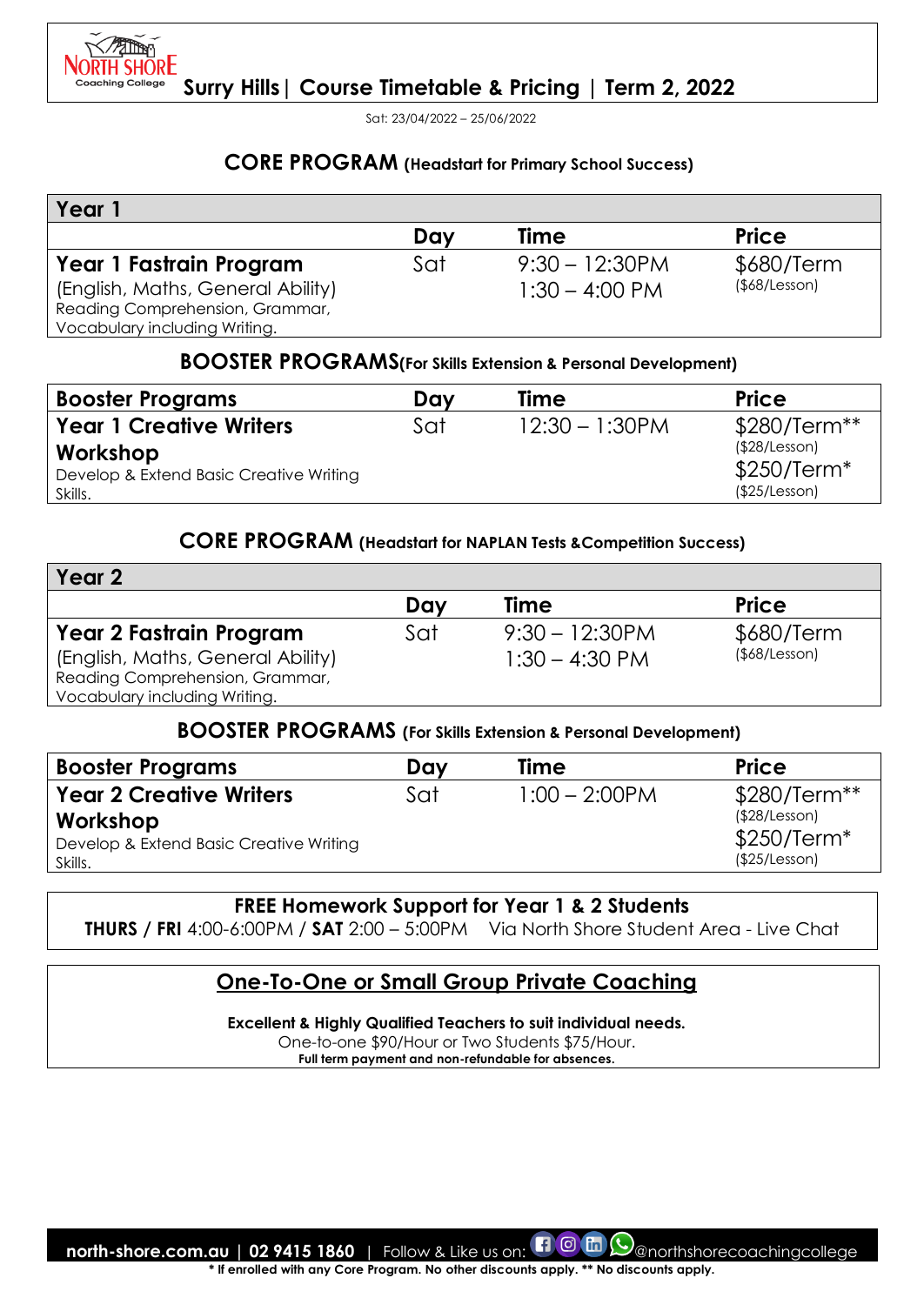# Surry Hills | Course Timetable & Pricing | Term 2, 2022

Sat: 23/04/2022 – 25/06/2022

## CORE PROGRAM (Headstart for Primary School Success)

| Year 1 | Day | Time | Price |
|---|---|---|---|
| **Year 1 Fastrain Program** (English, Maths, General Ability) Reading Comprehension, Grammar, Vocabulary including Writing. | Sat | 9:30 – 12:30PM<br>1:30 – 4:00 PM | $680/Term ($68/Lesson) |

## BOOSTER PROGRAMS (For Skills Extension & Personal Development)

| Booster Programs | Day | Time | Price |
|---|---|---|---|
| **Year 1 Creative Writers Workshop** Develop & Extend Basic Creative Writing Skills. | Sat | 12:30 – 1:30PM | $280/Term** ($28/Lesson)<br>$250/Term* ($25/Lesson) |

## CORE PROGRAM (Headstart for NAPLAN Tests &Competition Success)

| Year 2 | Day | Time | Price |
|---|---|---|---|
| **Year 2 Fastrain Program** (English, Maths, General Ability) Reading Comprehension, Grammar, Vocabulary including Writing. | Sat | 9:30 – 12:30PM<br>1:30 – 4:30 PM | $680/Term ($68/Lesson) |

## BOOSTER PROGRAMS (For Skills Extension & Personal Development)

| Booster Programs | Day | Time | Price |
|---|---|---|---|
| **Year 2 Creative Writers Workshop** Develop & Extend Basic Creative Writing Skills. | Sat | 1:00 – 2:00PM | $280/Term** ($28/Lesson)<br>$250/Term* ($25/Lesson) |

**FREE Homework Support for Year 1 & 2 Students**

**THURS / FRI** 4:00-6:00PM / **SAT** 2:00 – 5:00PM Via North Shore Student Area - Live Chat

## One-To-One or Small Group Private Coaching

**Excellent & Highly Qualified Teachers to suit individual needs.**

One-to-one $90/Hour or Two Students $75/Hour.

**Full term payment and non-refundable for absences.**

**north-shore.com.au | 02 9415 1860** | Follow & Like us on: @northshorecoachingcollege

**\* If enrolled with any Core Program. No other discounts apply. \*\* No discounts apply.**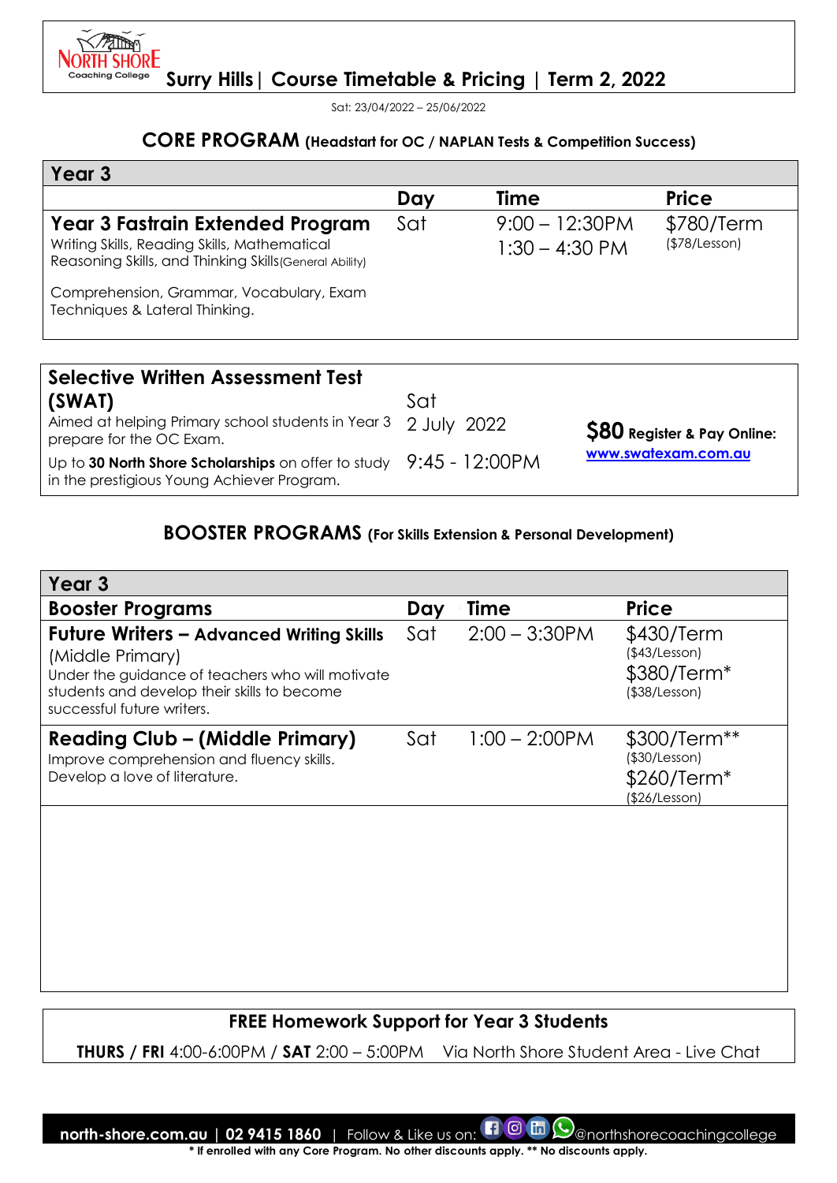# Surry Hills | Course Timetable & Pricing | Term 2, 2022

Sat: 23/04/2022 – 25/06/2022

## CORE PROGRAM (Headstart for OC / NAPLAN Tests & Competition Success)

| Year 3 | Day | Time | Price |
|---|---|---|---|
| **Year 3 Fastrain Extended Program**<br>Writing Skills, Reading Skills, Mathematical Reasoning Skills, and Thinking Skills(General Ability)<br>Comprehension, Grammar, Vocabulary, Exam Techniques & Lateral Thinking. | Sat | 9:00 – 12:30PM<br>1:30 – 4:30 PM | $780/Term<br>($78/Lesson) |

| | | |
|---|---|---|
| **Selective Written Assessment Test (SWAT)**<br>Aimed at helping Primary school students in Year 3 prepare for the OC Exam.<br>Up to **30 North Shore Scholarships** on offer to study in the prestigious Young Achiever Program. | Sat<br>2 July 2022<br>9:45 - 12:00PM | **$80 Register & Pay Online:**<br>www.swatexam.com.au |

## BOOSTER PROGRAMS (For Skills Extension & Personal Development)

| Year 3<br>Booster Programs | Day | Time | Price |
|---|---|---|---|
| **Future Writers – Advanced Writing Skills** (Middle Primary)<br>Under the guidance of teachers who will motivate students and develop their skills to become successful future writers. | Sat | 2:00 – 3:30PM | $430/Term<br>($43/Lesson)<br>$380/Term*<br>($38/Lesson) |
| **Reading Club – (Middle Primary)**<br>Improve comprehension and fluency skills.<br>Develop a love of literature. | Sat | 1:00 – 2:00PM | $300/Term**<br>($30/Lesson)<br>$260/Term*<br>($26/Lesson) |

**FREE Homework Support for Year 3 Students**

**THURS / FRI** 4:00-6:00PM / **SAT** 2:00 – 5:00PM Via North Shore Student Area - Live Chat

**north-shore.com.au | 02 9415 1860** | Follow & Like us on: @northshorecoachingcollege

**\* If enrolled with any Core Program. No other discounts apply. \*\* No discounts apply.**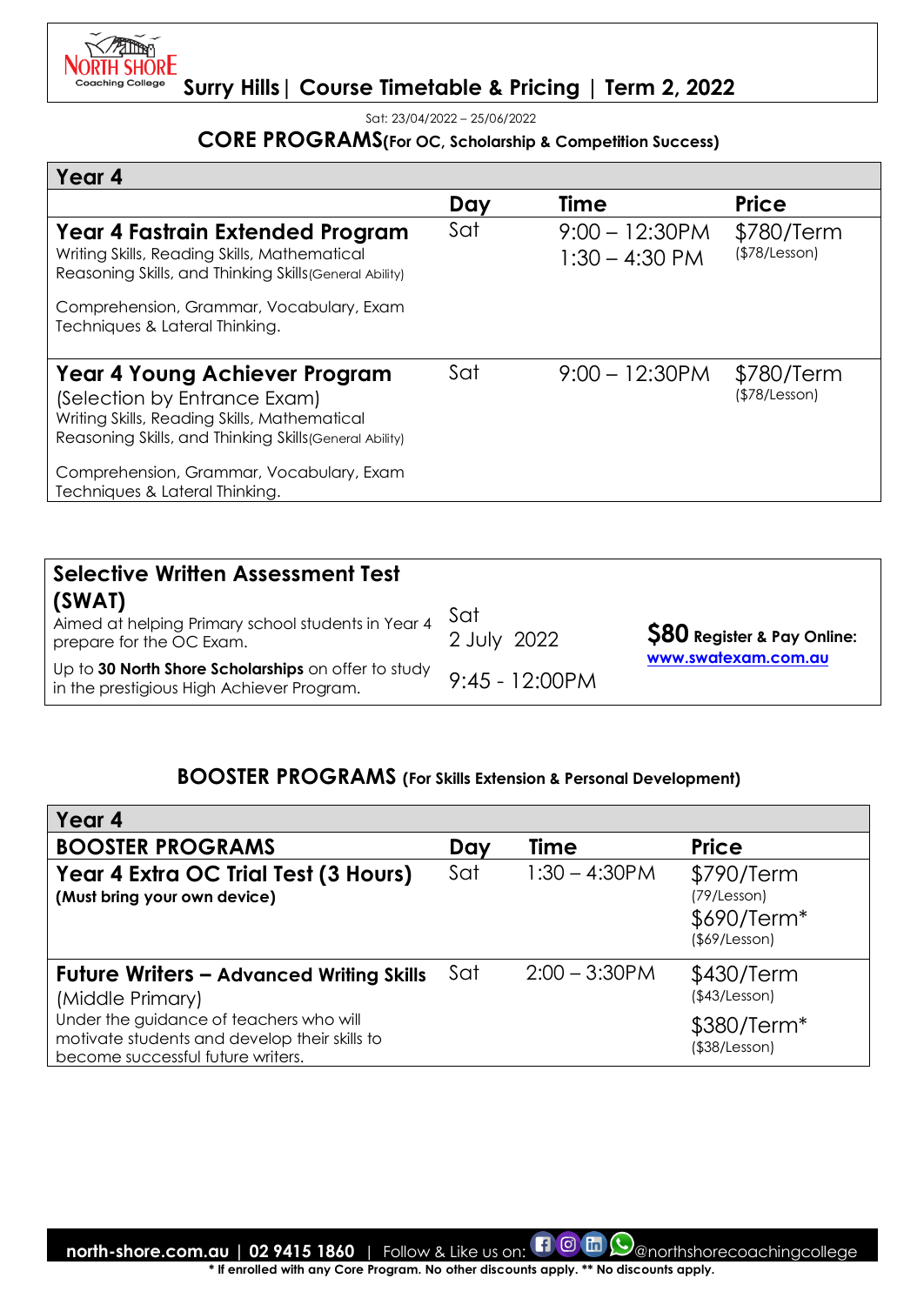# Surry Hills | Course Timetable & Pricing | Term 2, 2022

Sat: 23/04/2022 – 25/06/2022

## CORE PROGRAMS (For OC, Scholarship & Competition Success)

| Year 4 | | | |
|---|---|---|---|
| | **Day** | **Time** | **Price** |
| **Year 4 Fastrain Extended Program**<br>Writing Skills, Reading Skills, Mathematical Reasoning Skills, and Thinking Skills (General Ability)<br>Comprehension, Grammar, Vocabulary, Exam Techniques & Lateral Thinking. | Sat | 9:00 – 12:30PM<br>1:30 – 4:30 PM | $780/Term<br>($78/Lesson) |
| **Year 4 Young Achiever Program**<br>(Selection by Entrance Exam)<br>Writing Skills, Reading Skills, Mathematical Reasoning Skills, and Thinking Skills (General Ability)<br>Comprehension, Grammar, Vocabulary, Exam Techniques & Lateral Thinking. | Sat | 9:00 – 12:30PM | $780/Term<br>($78/Lesson) |

| **Selective Written Assessment Test (SWAT)**<br>Aimed at helping Primary school students in Year 4 prepare for the OC Exam.<br>Up to **30 North Shore Scholarships** on offer to study in the prestigious High Achiever Program. | Sat<br>2 July 2022<br>9:45 - 12:00PM | **$80 Register & Pay Online:**<br>www.swatexam.com.au |
|---|---|---|

## BOOSTER PROGRAMS (For Skills Extension & Personal Development)

| Year 4 | | | |
|---|---|---|---|
| **BOOSTER PROGRAMS** | **Day** | **Time** | **Price** |
| **Year 4 Extra OC Trial Test (3 Hours)**<br>**(Must bring your own device)** | Sat | 1:30 – 4:30PM | $790/Term<br>(79/Lesson)<br>$690/Term*<br>($69/Lesson) |
| **Future Writers – Advanced Writing Skills** (Middle Primary)<br>Under the guidance of teachers who will motivate students and develop their skills to become successful future writers. | Sat | 2:00 – 3:30PM | $430/Term<br>($43/Lesson)<br>$380/Term*<br>($38/Lesson) |

**north-shore.com.au | 02 9415 1860** | Follow & Like us on: @northshorecoachingcollege

**\* If enrolled with any Core Program. No other discounts apply. \*\* No discounts apply.**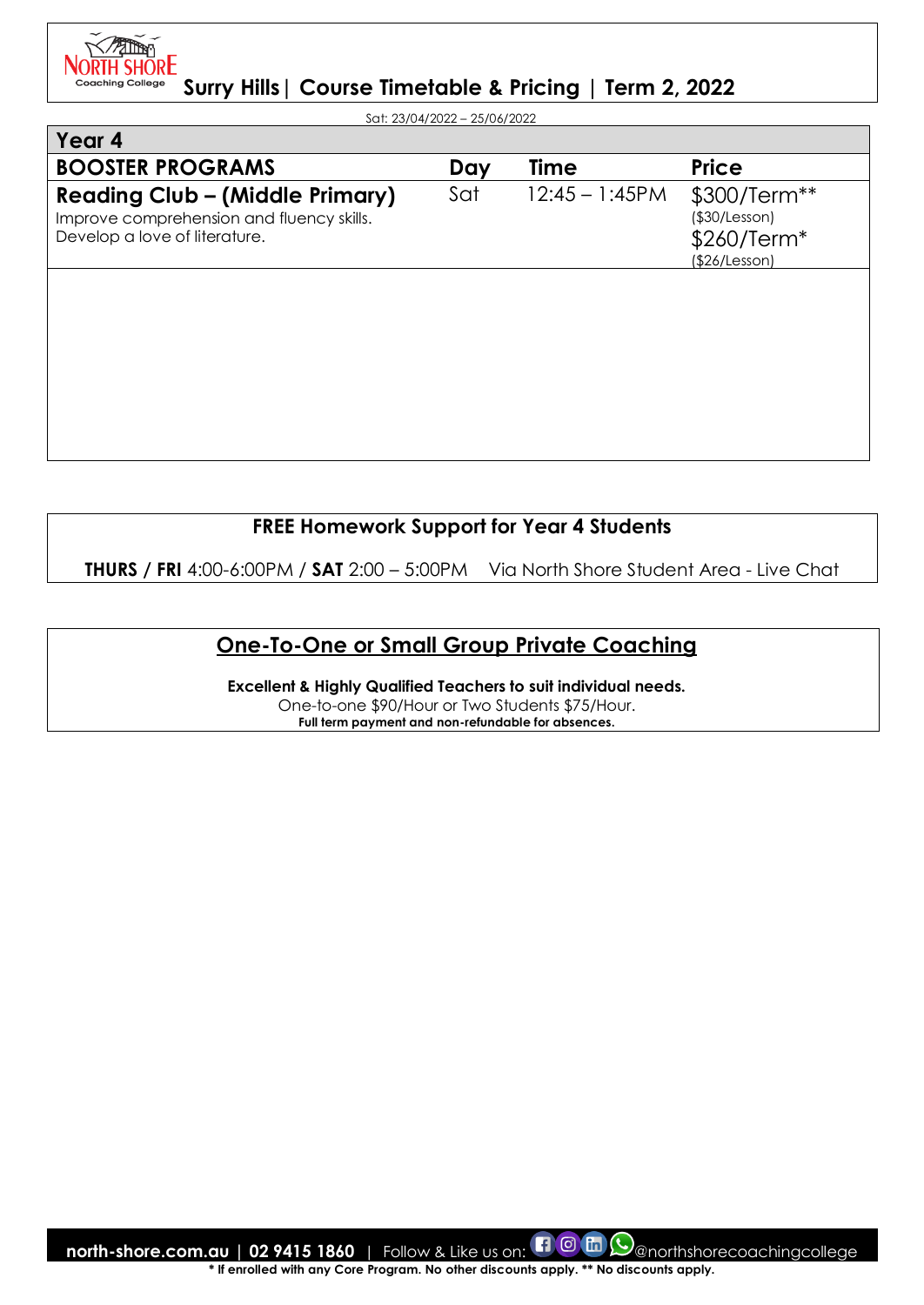# Surry Hills | Course Timetable & Pricing | Term 2, 2022

Sat: 23/04/2022 – 25/06/2022

| Year 4 | | | |
|---|---|---|---|
| **BOOSTER PROGRAMS** | **Day** | **Time** | **Price** |
| **Reading Club – (Middle Primary)**<br>Improve comprehension and fluency skills. Develop a love of literature. | Sat | 12:45 – 1:45PM | $300/Term** ($30/Lesson)<br>$260/Term* ($26/Lesson) |

## FREE Homework Support for Year 4 Students

**THURS / FRI** 4:00-6:00PM / **SAT** 2:00 – 5:00PM    Via North Shore Student Area - Live Chat

## One-To-One or Small Group Private Coaching

**Excellent & Highly Qualified Teachers to suit individual needs.**
One-to-one $90/Hour or Two Students $75/Hour.
**Full term payment and non-refundable for absences.**

**north-shore.com.au | 02 9415 1860** | Follow & Like us on: @northshorecoachingcollege

*** If enrolled with any Core Program. No other discounts apply. ** No discounts apply.**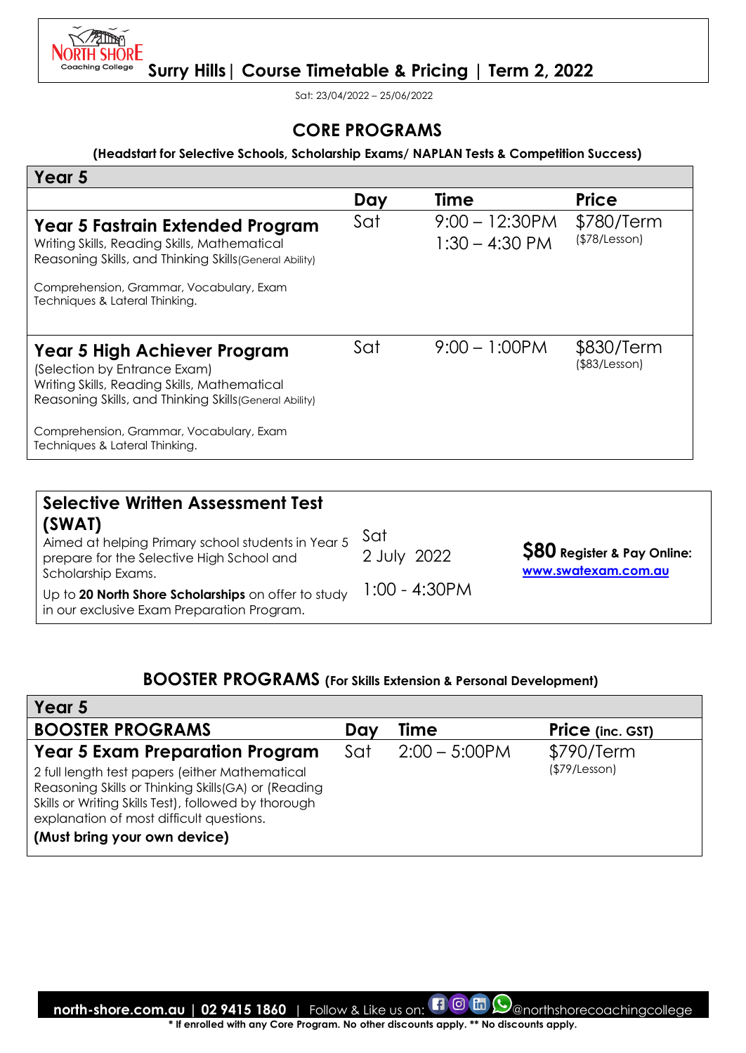NORTH SHORE Coaching College

# Surry Hills | Course Timetable & Pricing | Term 2, 2022

Sat: 23/04/2022 – 25/06/2022

## CORE PROGRAMS

**(Headstart for Selective Schools, Scholarship Exams/ NAPLAN Tests & Competition Success)**

| Year 5 | Day | Time | Price |
|---|---|---|---|
| **Year 5 Fastrain Extended Program**<br>Writing Skills, Reading Skills, Mathematical Reasoning Skills, and Thinking Skills (General Ability)<br><br>Comprehension, Grammar, Vocabulary, Exam Techniques & Lateral Thinking. | Sat | 9:00 – 12:30PM<br>1:30 – 4:30 PM | $780/Term<br>($78/Lesson) |
| **Year 5 High Achiever Program**<br>(Selection by Entrance Exam)<br>Writing Skills, Reading Skills, Mathematical Reasoning Skills, and Thinking Skills (General Ability)<br><br>Comprehension, Grammar, Vocabulary, Exam Techniques & Lateral Thinking. | Sat | 9:00 – 1:00PM | $830/Term<br>($83/Lesson) |

| Selective Written Assessment Test (SWAT) | | |
|---|---|---|
| Aimed at helping Primary school students in Year 5 prepare for the Selective High School and Scholarship Exams.<br><br>Up to **20 North Shore Scholarships** on offer to study in our exclusive Exam Preparation Program. | Sat<br>2 July 2022<br><br>1:00 - 4:30PM | **$80 Register & Pay Online:**<br>**www.swatexam.com.au** |

## BOOSTER PROGRAMS (For Skills Extension & Personal Development)

| Year 5 BOOSTER PROGRAMS | Day | Time | Price (inc. GST) |
|---|---|---|---|
| **Year 5 Exam Preparation Program**<br>2 full length test papers (either Mathematical Reasoning Skills or Thinking Skills(GA) or (Reading Skills or Writing Skills Test), followed by thorough explanation of most difficult questions.<br>**(Must bring your own device)** | Sat | 2:00 – 5:00PM | $790/Term<br>($79/Lesson) |

**north-shore.com.au | 02 9415 1860** | Follow & Like us on: @northshorecoachingcollege

*** If enrolled with any Core Program. No other discounts apply. ** No discounts apply.**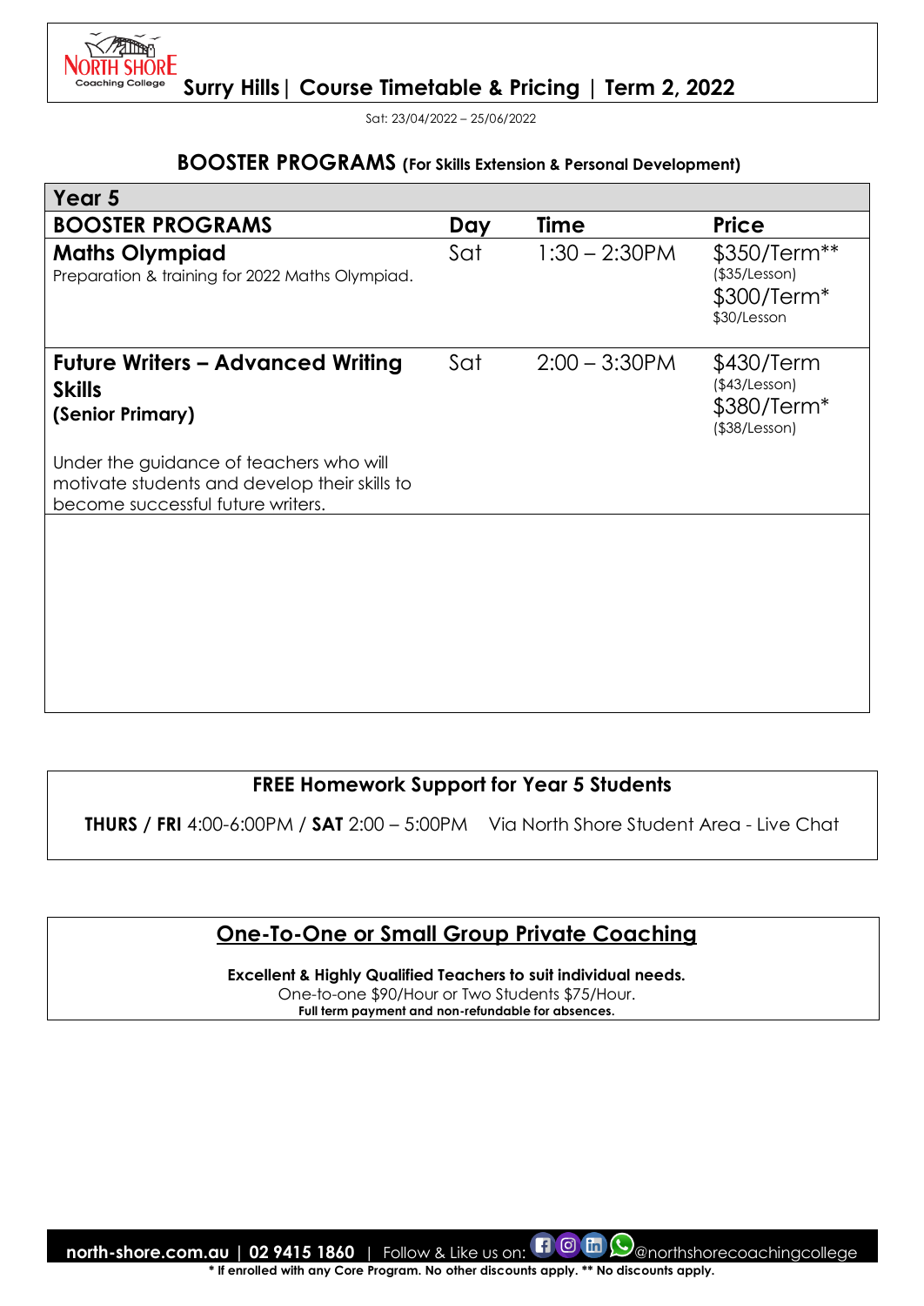# Surry Hills | Course Timetable & Pricing | Term 2, 2022

Sat: 23/04/2022 – 25/06/2022

## BOOSTER PROGRAMS (For Skills Extension & Personal Development)

| Year 5 | | | |
|---|---|---|---|
| **BOOSTER PROGRAMS** | **Day** | **Time** | **Price** |
| **Maths Olympiad**<br>Preparation & training for 2022 Maths Olympiad. | Sat | 1:30 – 2:30PM | $350/Term**<br>($35/Lesson)<br>$300/Term*<br>$30/Lesson |
| **Future Writers – Advanced Writing Skills (Senior Primary)**<br>Under the guidance of teachers who will motivate students and develop their skills to become successful future writers. | Sat | 2:00 – 3:30PM | $430/Term<br>($43/Lesson)<br>$380/Term*<br>($38/Lesson) |

### FREE Homework Support for Year 5 Students

**THURS / FRI** 4:00-6:00PM / **SAT** 2:00 – 5:00PM Via North Shore Student Area - Live Chat

### One-To-One or Small Group Private Coaching

**Excellent & Highly Qualified Teachers to suit individual needs.**
One-to-one $90/Hour or Two Students $75/Hour.
**Full term payment and non-refundable for absences.**

**north-shore.com.au | 02 9415 1860** | Follow & Like us on: @northshorecoachingcollege

**\* If enrolled with any Core Program. No other discounts apply. ** No discounts apply.**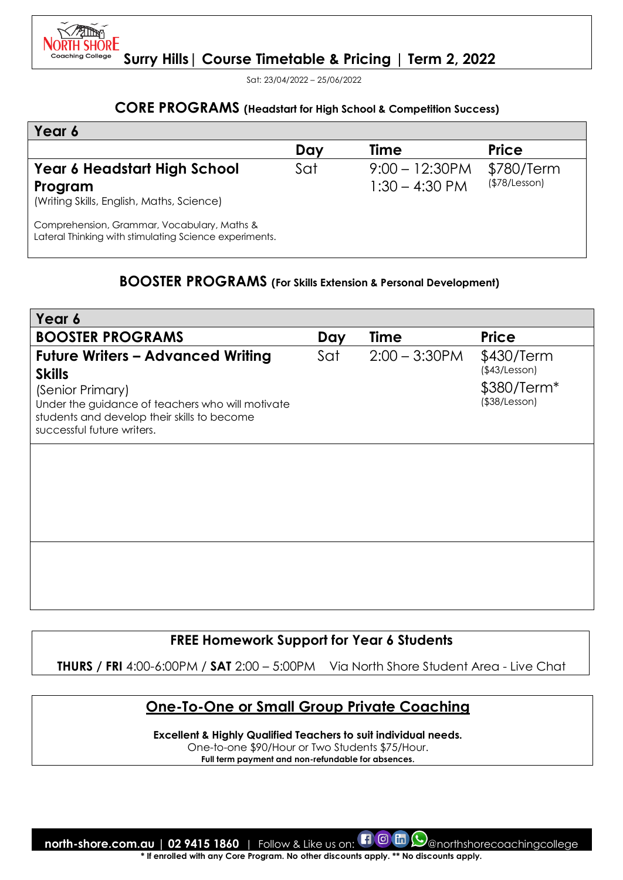# Surry Hills | Course Timetable & Pricing | Term 2, 2022

Sat: 23/04/2022 – 25/06/2022

## CORE PROGRAMS (Headstart for High School & Competition Success)

| Year 6 | Day | Time | Price |
|---|---|---|---|
| **Year 6 Headstart High School Program**<br>(Writing Skills, English, Maths, Science)<br>Comprehension, Grammar, Vocabulary, Maths & Lateral Thinking with stimulating Science experiments. | Sat | 9:00 – 12:30PM<br>1:30 – 4:30 PM | $780/Term<br>($78/Lesson) |

## BOOSTER PROGRAMS (For Skills Extension & Personal Development)

| Year 6 BOOSTER PROGRAMS | Day | Time | Price |
|---|---|---|---|
| **Future Writers – Advanced Writing Skills**<br>(Senior Primary)<br>Under the guidance of teachers who will motivate students and develop their skills to become successful future writers. | Sat | 2:00 – 3:30PM | $430/Term<br>($43/Lesson)<br>$380/Term*<br>($38/Lesson) |

### FREE Homework Support for Year 6 Students

**THURS / FRI** 4:00-6:00PM / **SAT** 2:00 – 5:00PM Via North Shore Student Area - Live Chat

### One-To-One or Small Group Private Coaching

**Excellent & Highly Qualified Teachers to suit individual needs.**
One-to-one $90/Hour or Two Students $75/Hour.
**Full term payment and non-refundable for absences.**

**north-shore.com.au | 02 9415 1860** | Follow & Like us on: @northshorecoachingcollege

**\* If enrolled with any Core Program. No other discounts apply. \*\* No discounts apply.**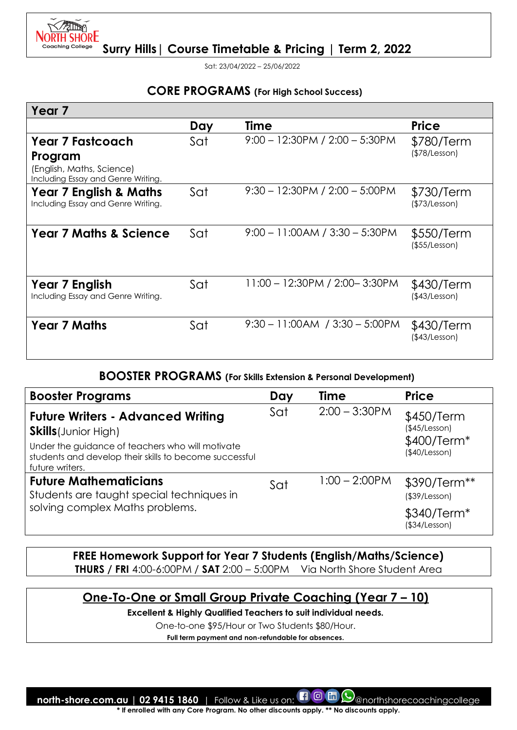# North Shore Coaching College

## Surry Hills | Course Timetable & Pricing | Term 2, 2022

Sat: 23/04/2022 – 25/06/2022

## CORE PROGRAMS (For High School Success)

| Year 7 | Day | Time | Price |
|---|---|---|---|
| **Year 7 Fastcoach Program** (English, Maths, Science) Including Essay and Genre Writing. | Sat | 9:00 – 12:30PM / 2:00 – 5:30PM | $780/Term ($78/Lesson) |
| **Year 7 English & Maths** Including Essay and Genre Writing. | Sat | 9:30 – 12:30PM / 2:00 – 5:00PM | $730/Term ($73/Lesson) |
| **Year 7 Maths & Science** | Sat | 9:00 – 11:00AM / 3:30 – 5:30PM | $550/Term ($55/Lesson) |
| **Year 7 English** Including Essay and Genre Writing. | Sat | 11:00 – 12:30PM / 2:00– 3:30PM | $430/Term ($43/Lesson) |
| **Year 7 Maths** | Sat | 9:30 – 11:00AM / 3:30 – 5:00PM | $430/Term ($43/Lesson) |

## BOOSTER PROGRAMS (For Skills Extension & Personal Development)

| Booster Programs | Day | Time | Price |
|---|---|---|---|
| **Future Writers - Advanced Writing Skills** (Junior High) Under the guidance of teachers who will motivate students and develop their skills to become successful future writers. | Sat | 2:00 – 3:30PM | $450/Term ($45/Lesson) $400/Term* ($40/Lesson) |
| **Future Mathematicians** Students are taught special techniques in solving complex Maths problems. | Sat | 1:00 – 2:00PM | $390/Term** ($39/Lesson) $340/Term* ($34/Lesson) |

**FREE Homework Support for Year 7 Students (English/Maths/Science)**
**THURS / FRI** 4:00-6:00PM / **SAT** 2:00 – 5:00PM Via North Shore Student Area

### One-To-One or Small Group Private Coaching (Year 7 – 10)

**Excellent & Highly Qualified Teachers to suit individual needs.**

One-to-one $95/Hour or Two Students $80/Hour.

**Full term payment and non-refundable for absences.**

**north-shore.com.au | 02 9415 1860** | Follow & Like us on: @northshorecoachingcollege

**\* If enrolled with any Core Program. No other discounts apply. \*\* No discounts apply.**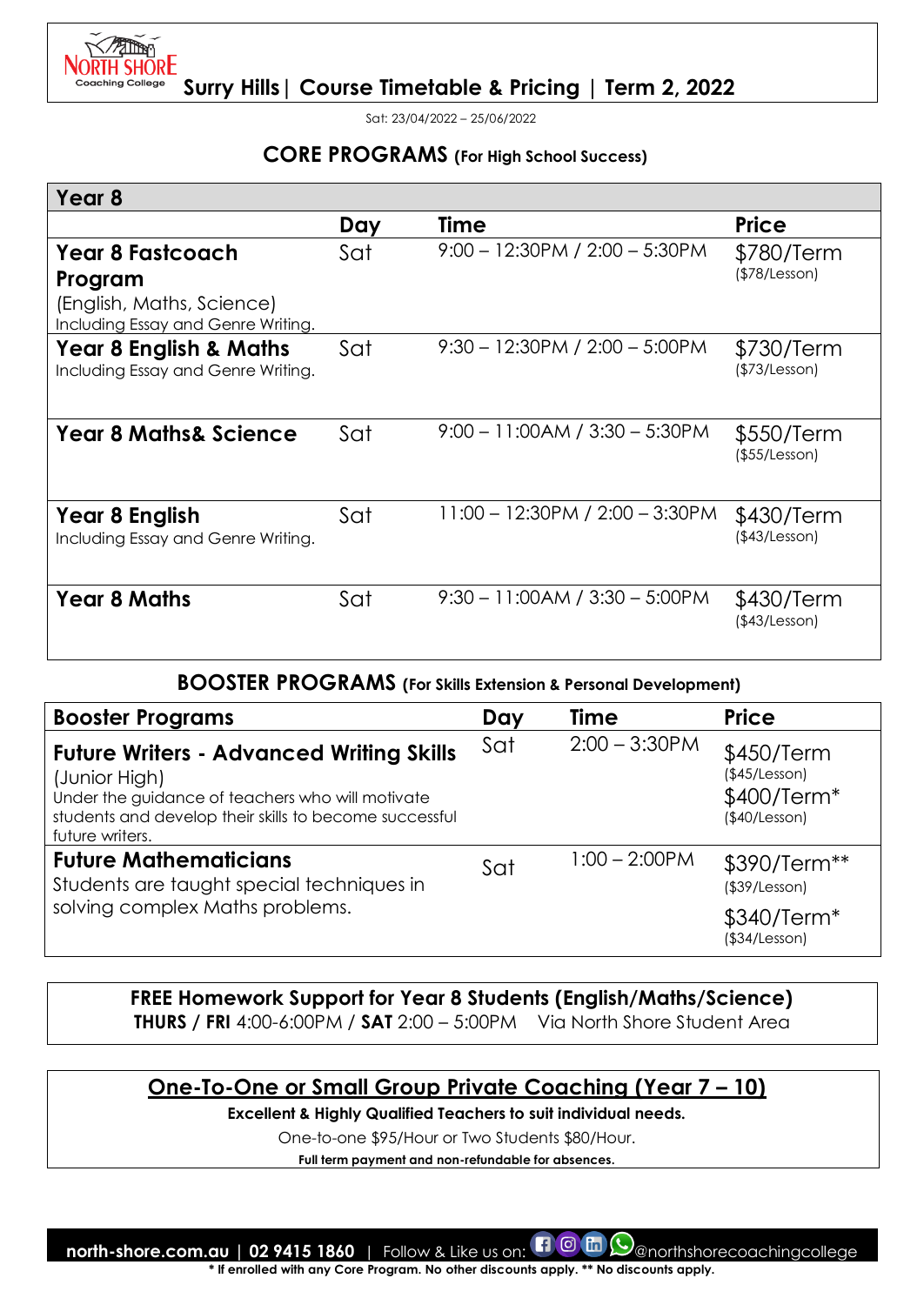# Surry Hills | Course Timetable & Pricing | Term 2, 2022

Sat: 23/04/2022 – 25/06/2022

## CORE PROGRAMS (For High School Success)

| Year 8 | Day | Time | Price |
|---|---|---|---|
| **Year 8 Fastcoach Program** (English, Maths, Science) Including Essay and Genre Writing. | Sat | 9:00 – 12:30PM / 2:00 – 5:30PM | $780/Term ($78/Lesson) |
| **Year 8 English & Maths** Including Essay and Genre Writing. | Sat | 9:30 – 12:30PM / 2:00 – 5:00PM | $730/Term ($73/Lesson) |
| **Year 8 Maths& Science** | Sat | 9:00 – 11:00AM / 3:30 – 5:30PM | $550/Term ($55/Lesson) |
| **Year 8 English** Including Essay and Genre Writing. | Sat | 11:00 – 12:30PM / 2:00 – 3:30PM | $430/Term ($43/Lesson) |
| **Year 8 Maths** | Sat | 9:30 – 11:00AM / 3:30 – 5:00PM | $430/Term ($43/Lesson) |

## BOOSTER PROGRAMS (For Skills Extension & Personal Development)

| Booster Programs | Day | Time | Price |
|---|---|---|---|
| **Future Writers - Advanced Writing Skills** (Junior High) Under the guidance of teachers who will motivate students and develop their skills to become successful future writers. | Sat | 2:00 – 3:30PM | $450/Term ($45/Lesson) $400/Term* ($40/Lesson) |
| **Future Mathematicians** Students are taught special techniques in solving complex Maths problems. | Sat | 1:00 – 2:00PM | $390/Term** ($39/Lesson) $340/Term* ($34/Lesson) |

**FREE Homework Support for Year 8 Students (English/Maths/Science)**
**THURS / FRI** 4:00-6:00PM / **SAT** 2:00 – 5:00PM Via North Shore Student Area

## One-To-One or Small Group Private Coaching (Year 7 – 10)

**Excellent & Highly Qualified Teachers to suit individual needs.**

One-to-one $95/Hour or Two Students $80/Hour.

**Full term payment and non-refundable for absences.**

**north-shore.com.au | 02 9415 1860** | Follow & Like us on: @northshorecoachingcollege

**\* If enrolled with any Core Program. No other discounts apply. ** No discounts apply.**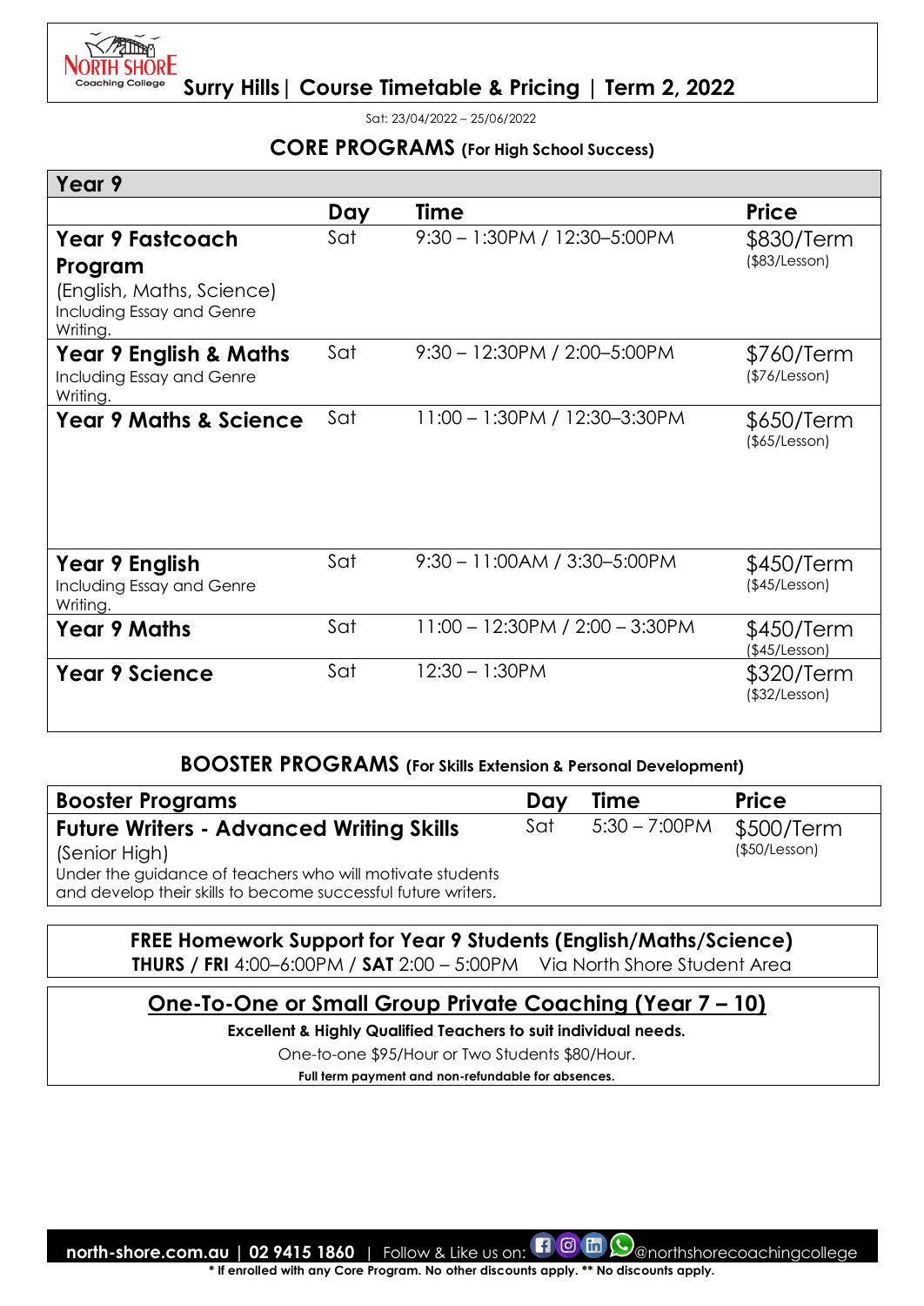# Surry Hills | Course Timetable & Pricing | Term 2, 2022

Sat: 23/04/2022 – 25/06/2022

## CORE PROGRAMS (For High School Success)

| Year 9 | Day | Time | Price |
|---|---|---|---|
| **Year 9 Fastcoach Program** (English, Maths, Science) Including Essay and Genre Writing. | Sat | 9:30 – 1:30PM / 12:30–5:00PM | $830/Term ($83/Lesson) |
| **Year 9 English & Maths** Including Essay and Genre Writing. | Sat | 9:30 – 12:30PM / 2:00–5:00PM | $760/Term ($76/Lesson) |
| **Year 9 Maths & Science** | Sat | 11:00 – 1:30PM / 12:30–3:30PM | $650/Term ($65/Lesson) |
| **Year 9 English** Including Essay and Genre Writing. | Sat | 9:30 – 11:00AM / 3:30–5:00PM | $450/Term ($45/Lesson) |
| **Year 9 Maths** | Sat | 11:00 – 12:30PM / 2:00 – 3:30PM | $450/Term ($45/Lesson) |
| **Year 9 Science** | Sat | 12:30 – 1:30PM | $320/Term ($32/Lesson) |

## BOOSTER PROGRAMS (For Skills Extension & Personal Development)

| Booster Programs | Day | Time | Price |
|---|---|---|---|
| **Future Writers - Advanced Writing Skills** (Senior High) Under the guidance of teachers who will motivate students and develop their skills to become successful future writers. | Sat | 5:30 – 7:00PM | $500/Term ($50/Lesson) |

**FREE Homework Support for Year 9 Students (English/Maths/Science)**
**THURS / FRI** 4:00–6:00PM / **SAT** 2:00 – 5:00PM Via North Shore Student Area

## One-To-One or Small Group Private Coaching (Year 7 – 10)

**Excellent & Highly Qualified Teachers to suit individual needs.**

One-to-one $95/Hour or Two Students $80/Hour.

**Full term payment and non-refundable for absences.**

**north-shore.com.au | 02 9415 1860** | Follow & Like us on: @northshorecoachingcollege

**\* If enrolled with any Core Program. No other discounts apply. \*\* No discounts apply.**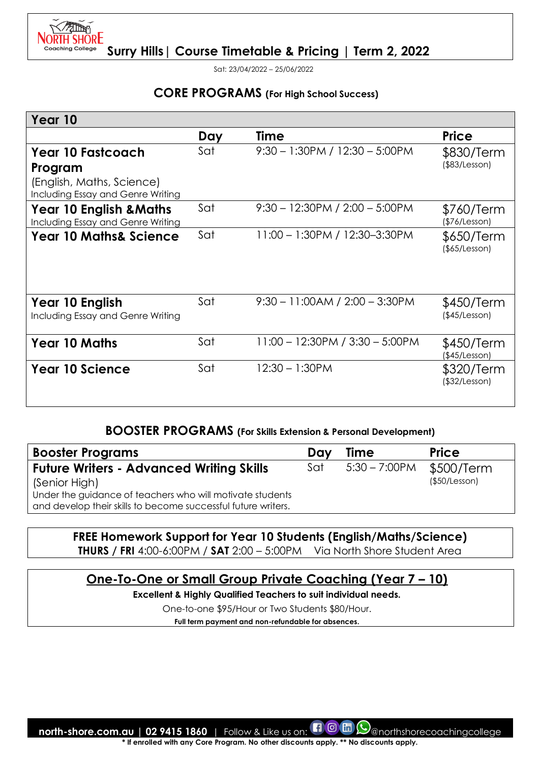# Surry Hills | Course Timetable & Pricing | Term 2, 2022

Sat: 23/04/2022 – 25/06/2022

## CORE PROGRAMS (For High School Success)

| Year 10 | | | |
|---|---|---|---|
| | **Day** | **Time** | **Price** |
| **Year 10 Fastcoach Program** (English, Maths, Science) Including Essay and Genre Writing | Sat | 9:30 – 1:30PM / 12:30 – 5:00PM | $830/Term ($83/Lesson) |
| **Year 10 English &Maths** Including Essay and Genre Writing | Sat | 9:30 – 12:30PM / 2:00 – 5:00PM | $760/Term ($76/Lesson) |
| **Year 10 Maths& Science** | Sat | 11:00 – 1:30PM / 12:30–3:30PM | $650/Term ($65/Lesson) |
| **Year 10 English** Including Essay and Genre Writing | Sat | 9:30 – 11:00AM / 2:00 – 3:30PM | $450/Term ($45/Lesson) |
| **Year 10 Maths** | Sat | 11:00 – 12:30PM / 3:30 – 5:00PM | $450/Term ($45/Lesson) |
| **Year 10 Science** | Sat | 12:30 – 1:30PM | $320/Term ($32/Lesson) |

## BOOSTER PROGRAMS (For Skills Extension & Personal Development)

| Booster Programs | Day | Time | Price |
|---|---|---|---|
| **Future Writers - Advanced Writing Skills** (Senior High) Under the guidance of teachers who will motivate students and develop their skills to become successful future writers. | Sat | 5:30 – 7:00PM | $500/Term ($50/Lesson) |

**FREE Homework Support for Year 10 Students (English/Maths/Science)**

**THURS / FRI** 4:00-6:00PM / **SAT** 2:00 – 5:00PM Via North Shore Student Area

**One-To-One or Small Group Private Coaching (Year 7 – 10)**

**Excellent & Highly Qualified Teachers to suit individual needs.**

One-to-one $95/Hour or Two Students $80/Hour.

**Full term payment and non-refundable for absences.**

**north-shore.com.au | 02 9415 1860** | Follow & Like us on: @northshorecoachingcollege

**\* If enrolled with any Core Program. No other discounts apply. \*\* No discounts apply.**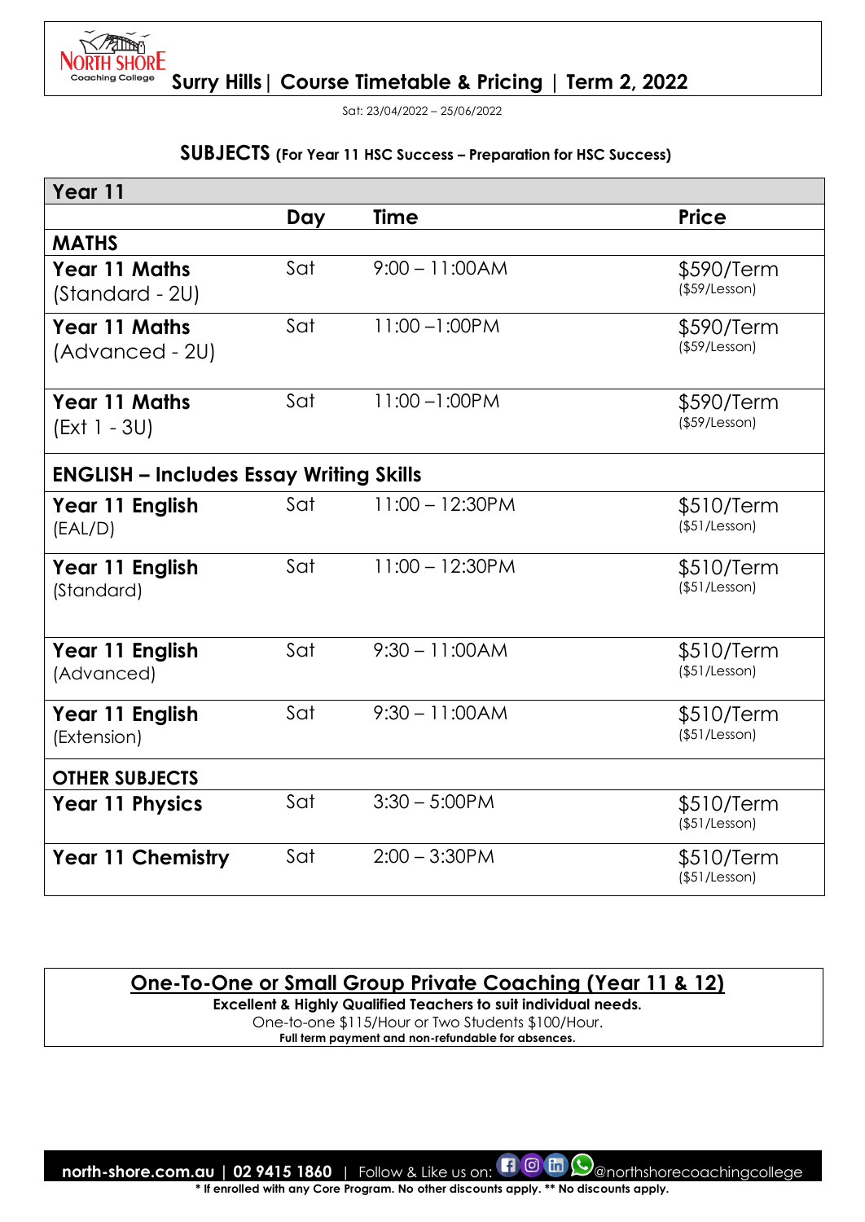# Surry Hills | Course Timetable & Pricing | Term 2, 2022

Sat: 23/04/2022 – 25/06/2022

## SUBJECTS (For Year 11 HSC Success – Preparation for HSC Success)

| Year 11 | | | |
|---|---|---|---|
| | **Day** | **Time** | **Price** |
| **MATHS** | | | |
| **Year 11 Maths** (Standard - 2U) | Sat | 9:00 – 11:00AM | $590/Term ($59/Lesson) |
| **Year 11 Maths** (Advanced - 2U) | Sat | 11:00 –1:00PM | $590/Term ($59/Lesson) |
| **Year 11 Maths** (Ext 1 - 3U) | Sat | 11:00 –1:00PM | $590/Term ($59/Lesson) |
| **ENGLISH – Includes Essay Writing Skills** | | | |
| **Year 11 English** (EAL/D) | Sat | 11:00 – 12:30PM | $510/Term ($51/Lesson) |
| **Year 11 English** (Standard) | Sat | 11:00 – 12:30PM | $510/Term ($51/Lesson) |
| **Year 11 English** (Advanced) | Sat | 9:30 – 11:00AM | $510/Term ($51/Lesson) |
| **Year 11 English** (Extension) | Sat | 9:30 – 11:00AM | $510/Term ($51/Lesson) |
| **OTHER SUBJECTS** | | | |
| **Year 11 Physics** | Sat | 3:30 – 5:00PM | $510/Term ($51/Lesson) |
| **Year 11 Chemistry** | Sat | 2:00 – 3:30PM | $510/Term ($51/Lesson) |

## One-To-One or Small Group Private Coaching (Year 11 & 12)

**Excellent & Highly Qualified Teachers to suit individual needs.**

One-to-one $115/Hour or Two Students $100/Hour.

**Full term payment and non-refundable for absences.**

**north-shore.com.au | 02 9415 1860** | Follow & Like us on: @northshorecoachingcollege

**\* If enrolled with any Core Program. No other discounts apply. \*\* No discounts apply.**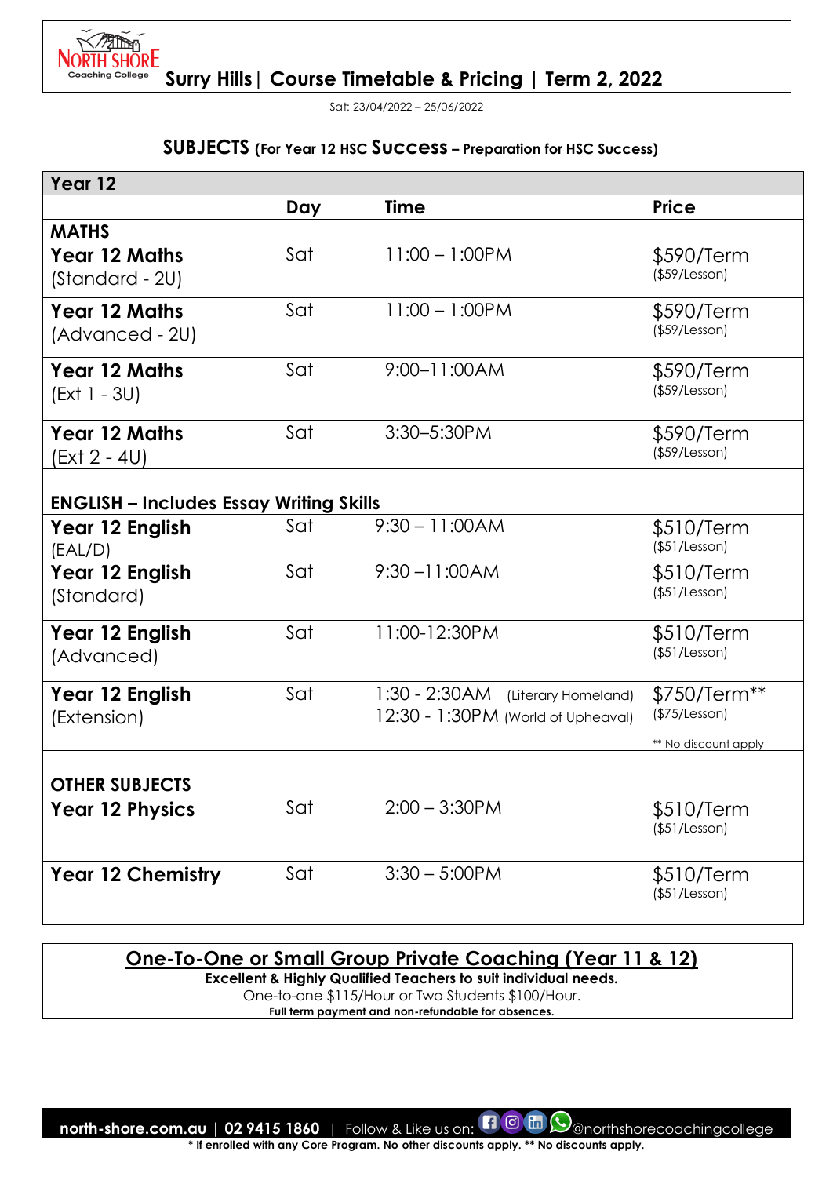# NORTH SHORE Coaching College

## Surry Hills | Course Timetable & Pricing | Term 2, 2022

Sat: 23/04/2022 – 25/06/2022

### SUBJECTS (For Year 12 HSC Success – Preparation for HSC Success)

| Year 12 | Day | Time | Price |
|---|---|---|---|
| **MATHS** | | | |
| **Year 12 Maths** (Standard - 2U) | Sat | 11:00 – 1:00PM | $590/Term ($59/Lesson) |
| **Year 12 Maths** (Advanced - 2U) | Sat | 11:00 – 1:00PM | $590/Term ($59/Lesson) |
| **Year 12 Maths** (Ext 1 - 3U) | Sat | 9:00–11:00AM | $590/Term ($59/Lesson) |
| **Year 12 Maths** (Ext 2 - 4U) | Sat | 3:30–5:30PM | $590/Term ($59/Lesson) |
| **ENGLISH – Includes Essay Writing Skills** | | | |
| **Year 12 English** (EAL/D) | Sat | 9:30 – 11:00AM | $510/Term ($51/Lesson) |
| **Year 12 English** (Standard) | Sat | 9:30 –11:00AM | $510/Term ($51/Lesson) |
| **Year 12 English** (Advanced) | Sat | 11:00-12:30PM | $510/Term ($51/Lesson) |
| **Year 12 English** (Extension) | Sat | 1:30 - 2:30AM (Literary Homeland)<br>12:30 - 1:30PM (World of Upheaval) | $750/Term** ($75/Lesson)<br>** No discount apply |
| **OTHER SUBJECTS** | | | |
| **Year 12 Physics** | Sat | 2:00 – 3:30PM | $510/Term ($51/Lesson) |
| **Year 12 Chemistry** | Sat | 3:30 – 5:00PM | $510/Term ($51/Lesson) |

### One-To-One or Small Group Private Coaching (Year 11 & 12)

**Excellent & Highly Qualified Teachers to suit individual needs.**

One-to-one $115/Hour or Two Students $100/Hour.

**Full term payment and non-refundable for absences.**

**north-shore.com.au | 02 9415 1860** | Follow & Like us on: @northshorecoachingcollege

**\* If enrolled with any Core Program. No other discounts apply. \*\* No discounts apply.**